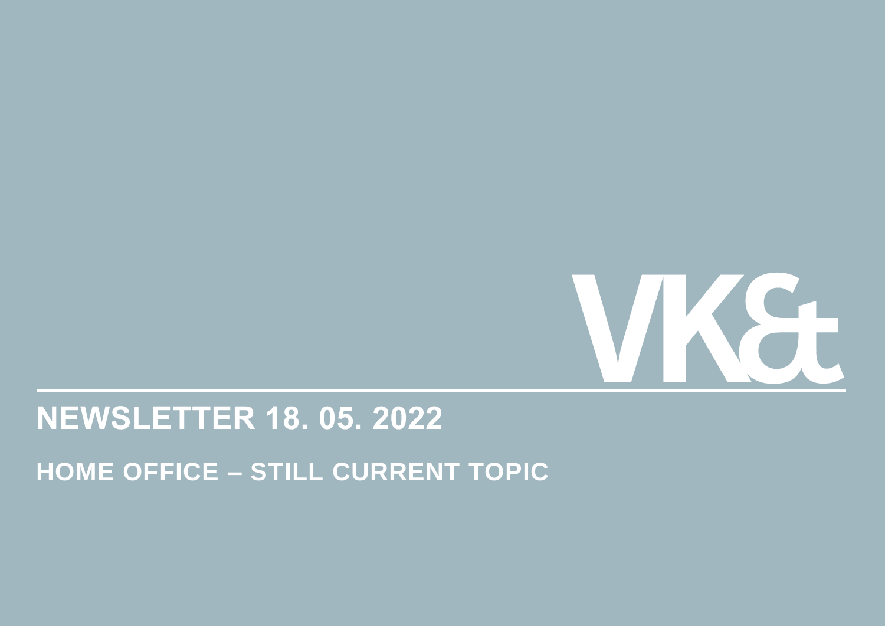VK&

# NEWSLETTER 18. 05. 2022

## HOME OFFICE – STILL CURRENT TOPIC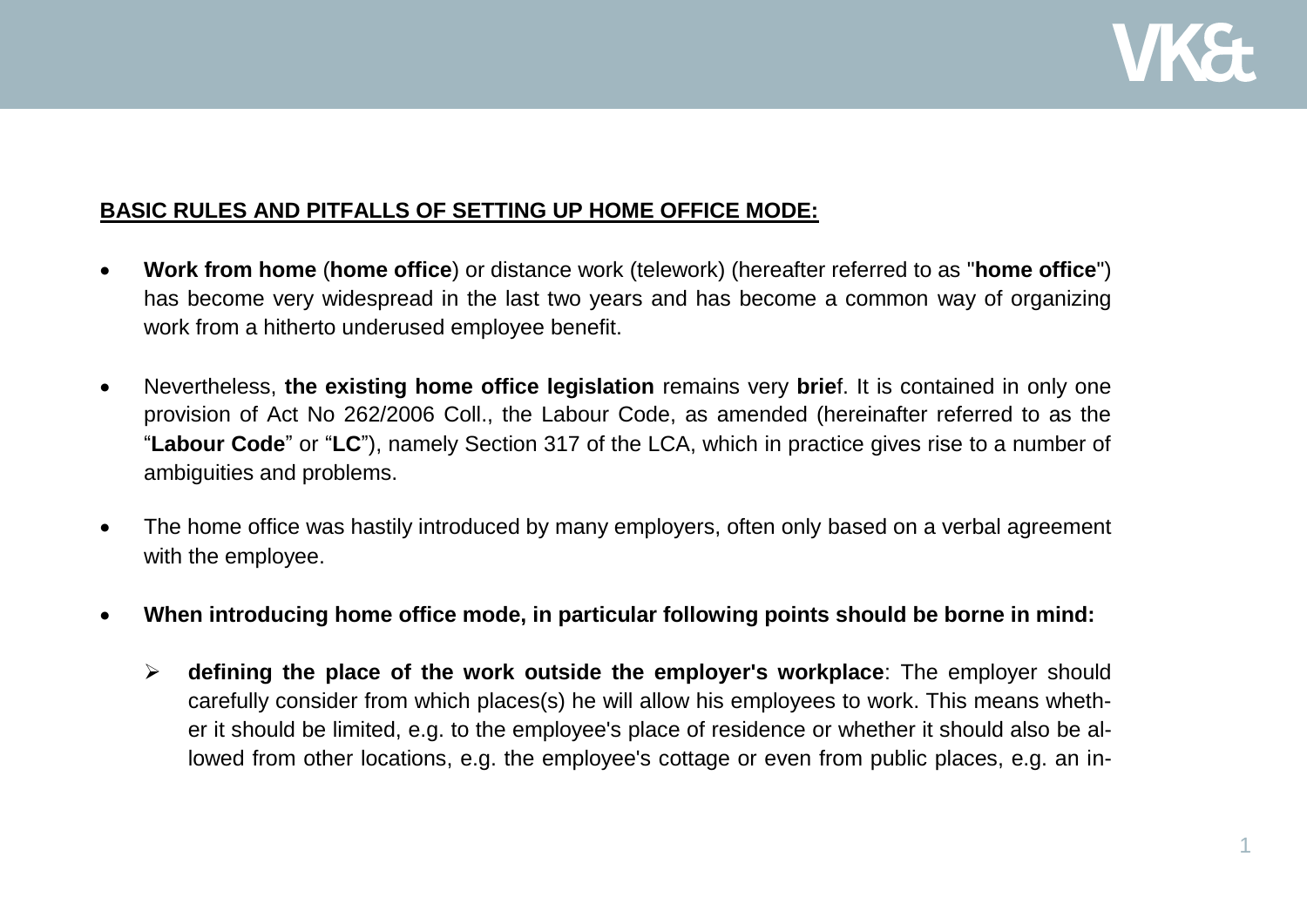**BASIC RULES AND PITFALLS OF SETTING UP HOME OFFICE MODE:**

- **Work from home** (**home office**) or distance work (telework) (hereafter referred to as "**home office**") has become very widespread in the last two years and has become a common way of organizing work from a hitherto underused employee benefit.
- Nevertheless, **the existing home office legislation** remains very **brief**. It is contained in only one provision of Act No 262/2006 Coll., the Labour Code, as amended (hereinafter referred to as the "**Labour Code**" or "**LC**"), namely Section 317 of the LCA, which in practice gives rise to a number of ambiguities and problems.
- The home office was hastily introduced by many employers, often only based on a verbal agreement with the employee.
- **When introducing home office mode, in particular following points should be borne in mind:**
  - **defining the place of the work outside the employer's workplace**: The employer should carefully consider from which places(s) he will allow his employees to work. This means whether it should be limited, e.g. to the employee's place of residence or whether it should also be allowed from other locations, e.g. the employee's cottage or even from public places, e.g. an in-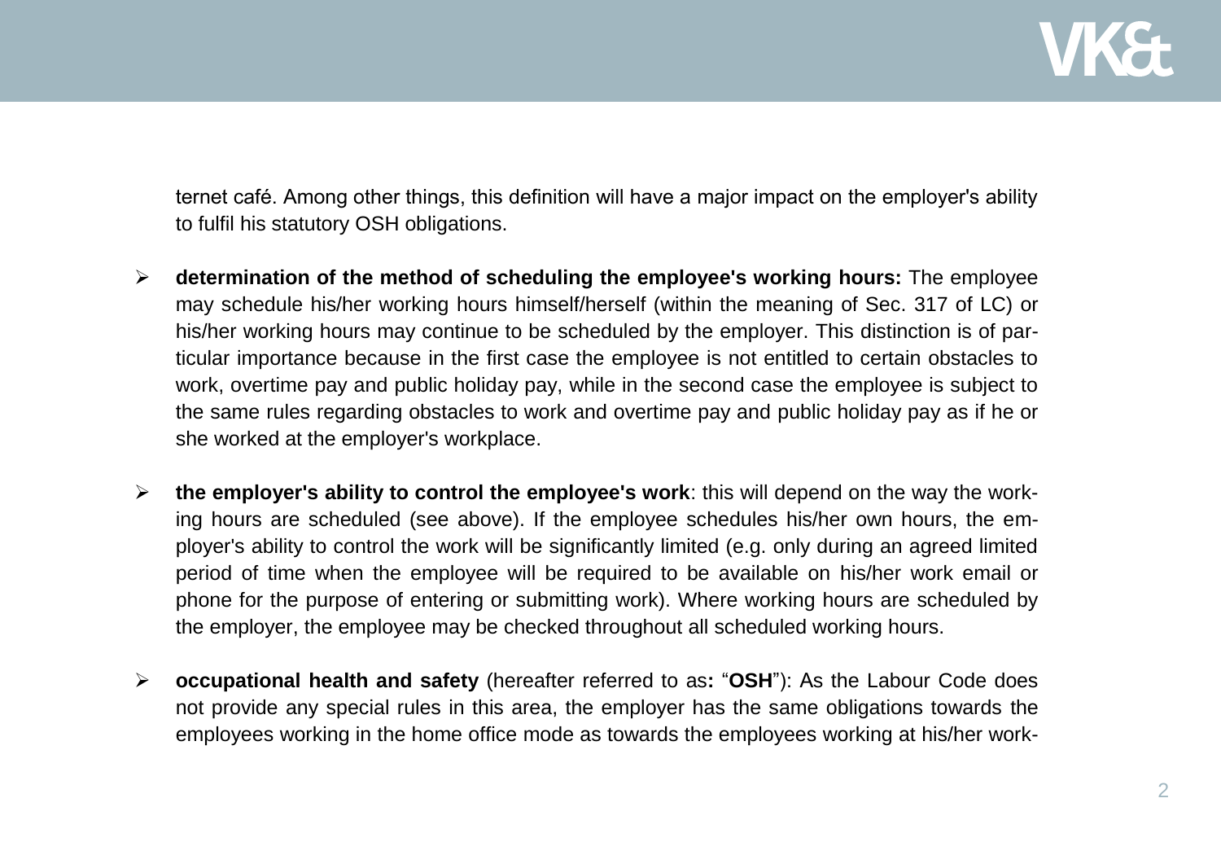ternet café. Among other things, this definition will have a major impact on the employer's ability to fulfil his statutory OSH obligations.

- **determination of the method of scheduling the employee's working hours:** The employee may schedule his/her working hours himself/herself (within the meaning of Sec. 317 of LC) or his/her working hours may continue to be scheduled by the employer. This distinction is of particular importance because in the first case the employee is not entitled to certain obstacles to work, overtime pay and public holiday pay, while in the second case the employee is subject to the same rules regarding obstacles to work and overtime pay and public holiday pay as if he or she worked at the employer's workplace.

- **the employer's ability to control the employee's work**: this will depend on the way the working hours are scheduled (see above). If the employee schedules his/her own hours, the employer's ability to control the work will be significantly limited (e.g. only during an agreed limited period of time when the employee will be required to be available on his/her work email or phone for the purpose of entering or submitting work). Where working hours are scheduled by the employer, the employee may be checked throughout all scheduled working hours.

- **occupational health and safety** (hereafter referred to as**:** "**OSH**"): As the Labour Code does not provide any special rules in this area, the employer has the same obligations towards the employees working in the home office mode as towards the employees working at his/her work-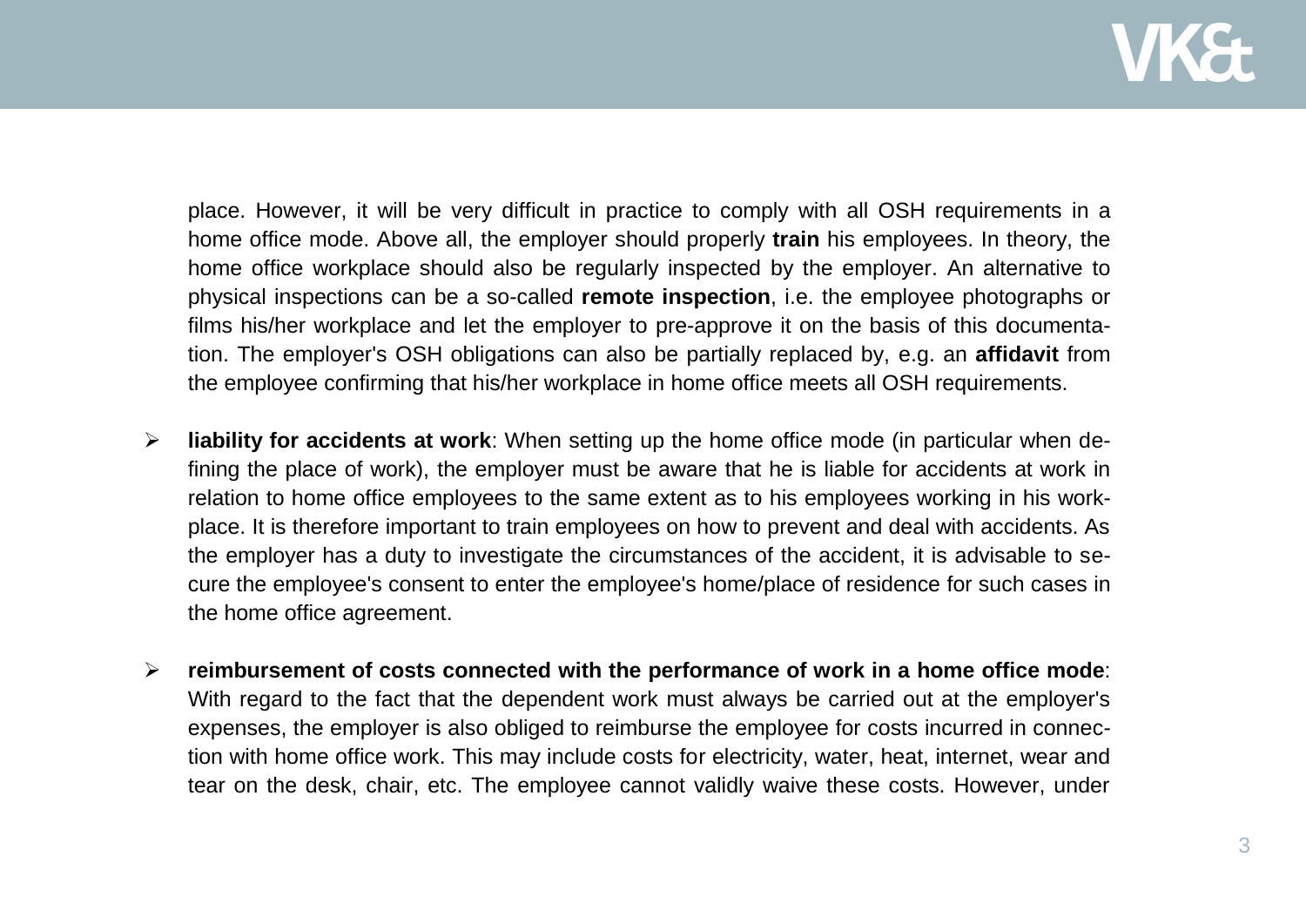place. However, it will be very difficult in practice to comply with all OSH requirements in a home office mode. Above all, the employer should properly **train** his employees. In theory, the home office workplace should also be regularly inspected by the employer. An alternative to physical inspections can be a so-called **remote inspection**, i.e. the employee photographs or films his/her workplace and let the employer to pre-approve it on the basis of this documentation. The employer's OSH obligations can also be partially replaced by, e.g. an **affidavit** from the employee confirming that his/her workplace in home office meets all OSH requirements.

- **liability for accidents at work**: When setting up the home office mode (in particular when defining the place of work), the employer must be aware that he is liable for accidents at work in relation to home office employees to the same extent as to his employees working in his workplace. It is therefore important to train employees on how to prevent and deal with accidents. As the employer has a duty to investigate the circumstances of the accident, it is advisable to secure the employee's consent to enter the employee's home/place of residence for such cases in the home office agreement.

- **reimbursement of costs connected with the performance of work in a home office mode**: With regard to the fact that the dependent work must always be carried out at the employer's expenses, the employer is also obliged to reimburse the employee for costs incurred in connection with home office work. This may include costs for electricity, water, heat, internet, wear and tear on the desk, chair, etc. The employee cannot validly waive these costs. However, under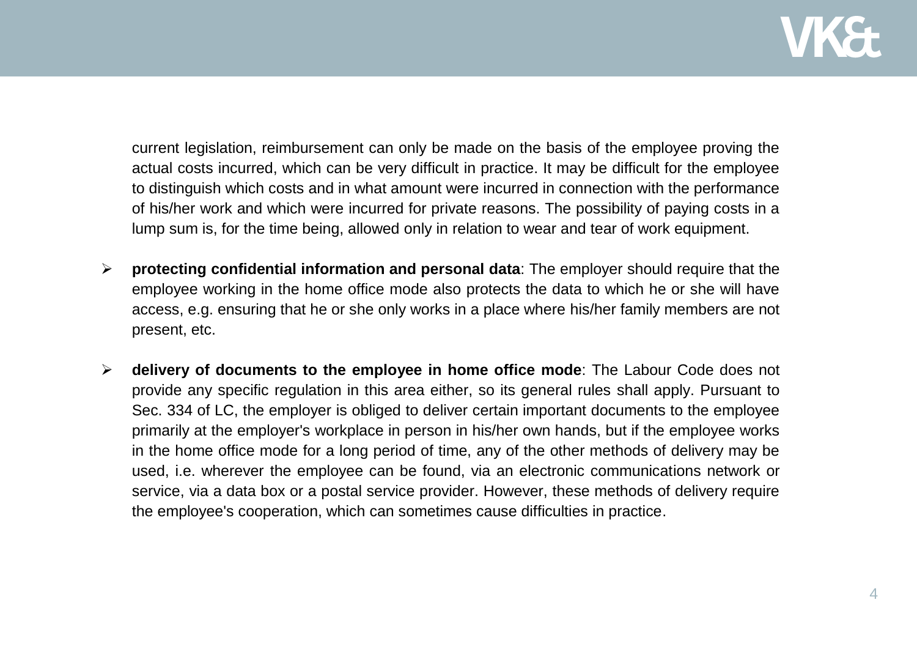current legislation, reimbursement can only be made on the basis of the employee proving the actual costs incurred, which can be very difficult in practice. It may be difficult for the employee to distinguish which costs and in what amount were incurred in connection with the performance of his/her work and which were incurred for private reasons. The possibility of paying costs in a lump sum is, for the time being, allowed only in relation to wear and tear of work equipment.

- **protecting confidential information and personal data**: The employer should require that the employee working in the home office mode also protects the data to which he or she will have access, e.g. ensuring that he or she only works in a place where his/her family members are not present, etc.
- **delivery of documents to the employee in home office mode**: The Labour Code does not provide any specific regulation in this area either, so its general rules shall apply. Pursuant to Sec. 334 of LC, the employer is obliged to deliver certain important documents to the employee primarily at the employer's workplace in person in his/her own hands, but if the employee works in the home office mode for a long period of time, any of the other methods of delivery may be used, i.e. wherever the employee can be found, via an electronic communications network or service, via a data box or a postal service provider. However, these methods of delivery require the employee's cooperation, which can sometimes cause difficulties in practice.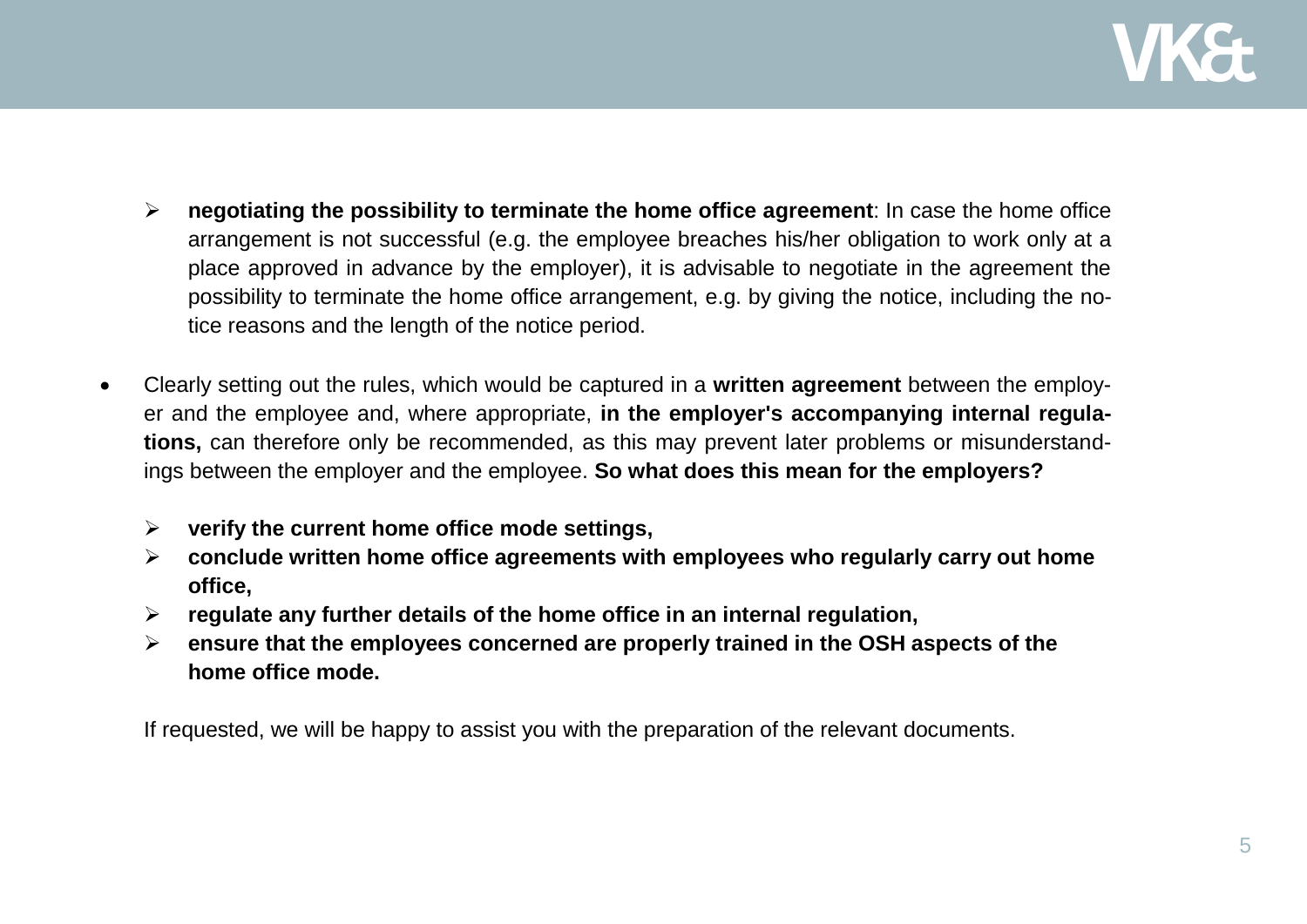- **negotiating the possibility to terminate the home office agreement**: In case the home office arrangement is not successful (e.g. the employee breaches his/her obligation to work only at a place approved in advance by the employer), it is advisable to negotiate in the agreement the possibility to terminate the home office arrangement, e.g. by giving the notice, including the notice reasons and the length of the notice period.

- Clearly setting out the rules, which would be captured in a **written agreement** between the employer and the employee and, where appropriate, **in the employer's accompanying internal regulations,** can therefore only be recommended, as this may prevent later problems or misunderstandings between the employer and the employee. **So what does this mean for the employers?**

  - **verify the current home office mode settings,**
  - **conclude written home office agreements with employees who regularly carry out home office,**
  - **regulate any further details of the home office in an internal regulation,**
  - **ensure that the employees concerned are properly trained in the OSH aspects of the home office mode.**

  If requested, we will be happy to assist you with the preparation of the relevant documents.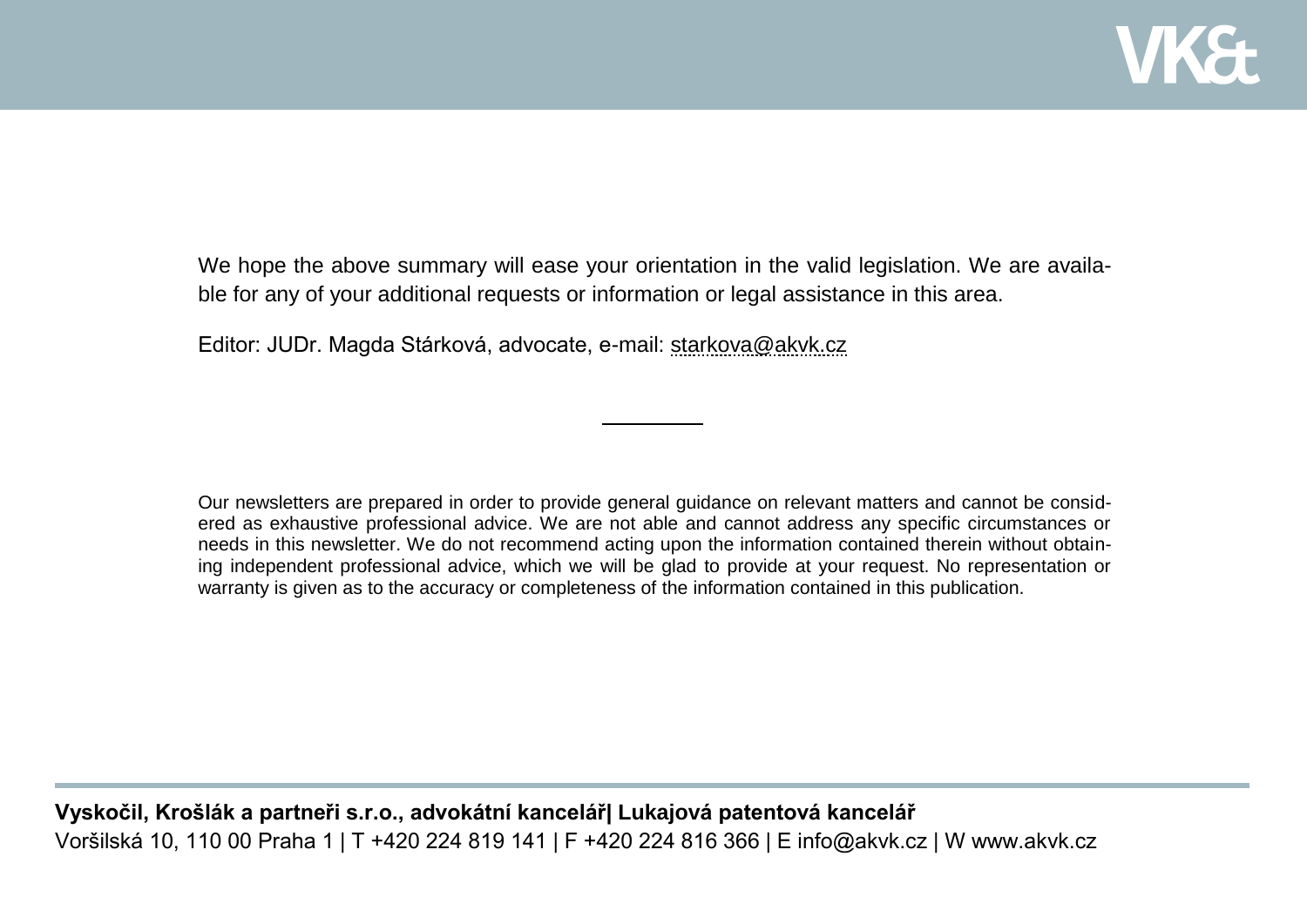We hope the above summary will ease your orientation in the valid legislation. We are available for any of your additional requests or information or legal assistance in this area.

Editor: JUDr. Magda Stárková, advocate, e-mail: starkova@akvk.cz

---

Our newsletters are prepared in order to provide general guidance on relevant matters and cannot be considered as exhaustive professional advice. We are not able and cannot address any specific circumstances or needs in this newsletter. We do not recommend acting upon the information contained therein without obtaining independent professional advice, which we will be glad to provide at your request. No representation or warranty is given as to the accuracy or completeness of the information contained in this publication.

**Vyskočil, Krošlák a partneři s.r.o., advokátní kancelář| Lukajová patentová kancelář**
Voršilská 10, 110 00 Praha 1 | T +420 224 819 141 | F +420 224 816 366 | E info@akvk.cz | W www.akvk.cz